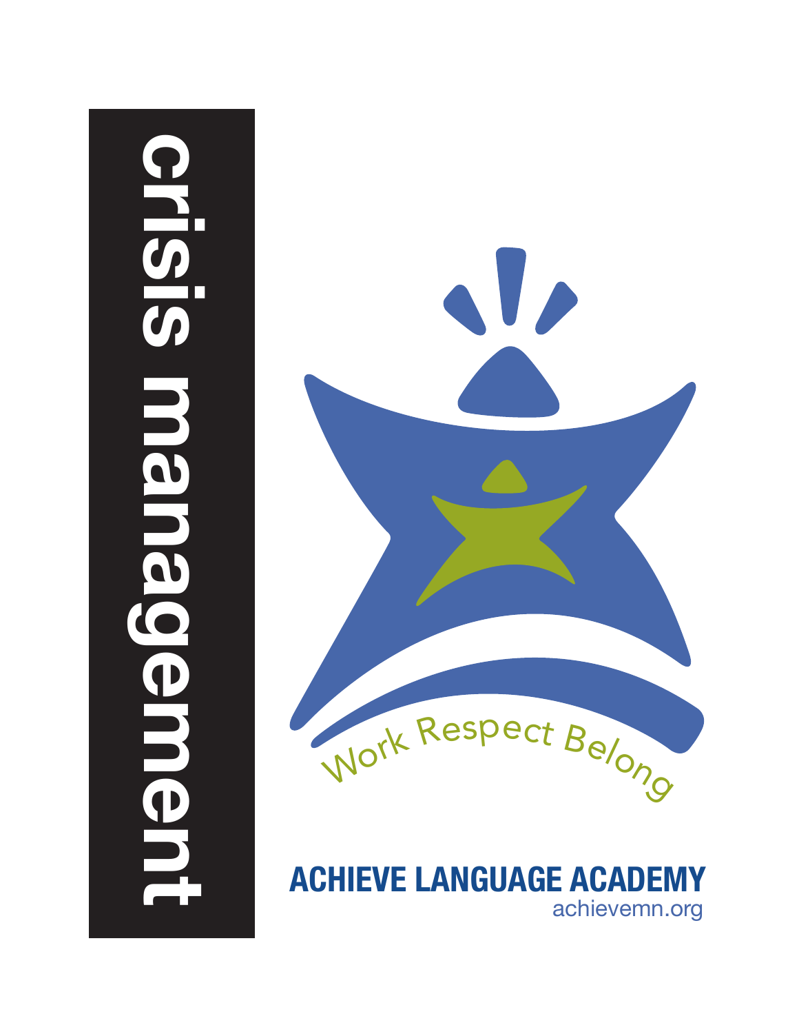# crisis management

Work Respect Belong

**ACHIEVE LANGUAGE ACADEMY**

achievemn.org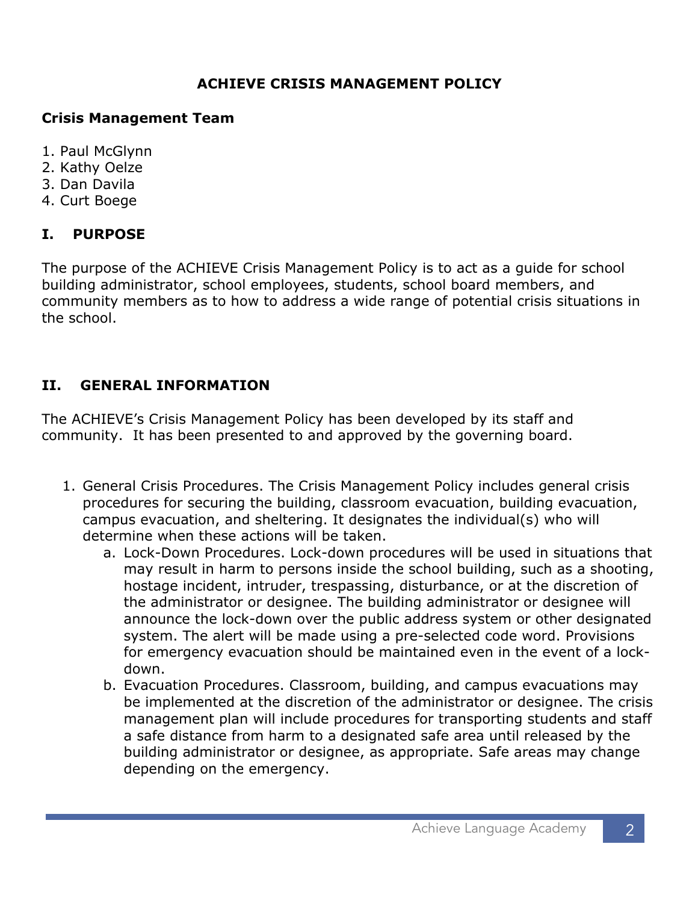# ACHIEVE CRISIS MANAGEMENT POLICY

**Crisis Management Team**

1. Paul McGlynn
2. Kathy Oelze
3. Dan Davila
4. Curt Boege

## I. PURPOSE

The purpose of the ACHIEVE Crisis Management Policy is to act as a guide for school building administrator, school employees, students, school board members, and community members as to how to address a wide range of potential crisis situations in the school.

## II. GENERAL INFORMATION

The ACHIEVE's Crisis Management Policy has been developed by its staff and community. It has been presented to and approved by the governing board.

1. General Crisis Procedures. The Crisis Management Policy includes general crisis procedures for securing the building, classroom evacuation, building evacuation, campus evacuation, and sheltering. It designates the individual(s) who will determine when these actions will be taken.
   a. Lock-Down Procedures. Lock-down procedures will be used in situations that may result in harm to persons inside the school building, such as a shooting, hostage incident, intruder, trespassing, disturbance, or at the discretion of the administrator or designee. The building administrator or designee will announce the lock-down over the public address system or other designated system. The alert will be made using a pre-selected code word. Provisions for emergency evacuation should be maintained even in the event of a lock-down.
   b. Evacuation Procedures. Classroom, building, and campus evacuations may be implemented at the discretion of the administrator or designee. The crisis management plan will include procedures for transporting students and staff a safe distance from harm to a designated safe area until released by the building administrator or designee, as appropriate. Safe areas may change depending on the emergency.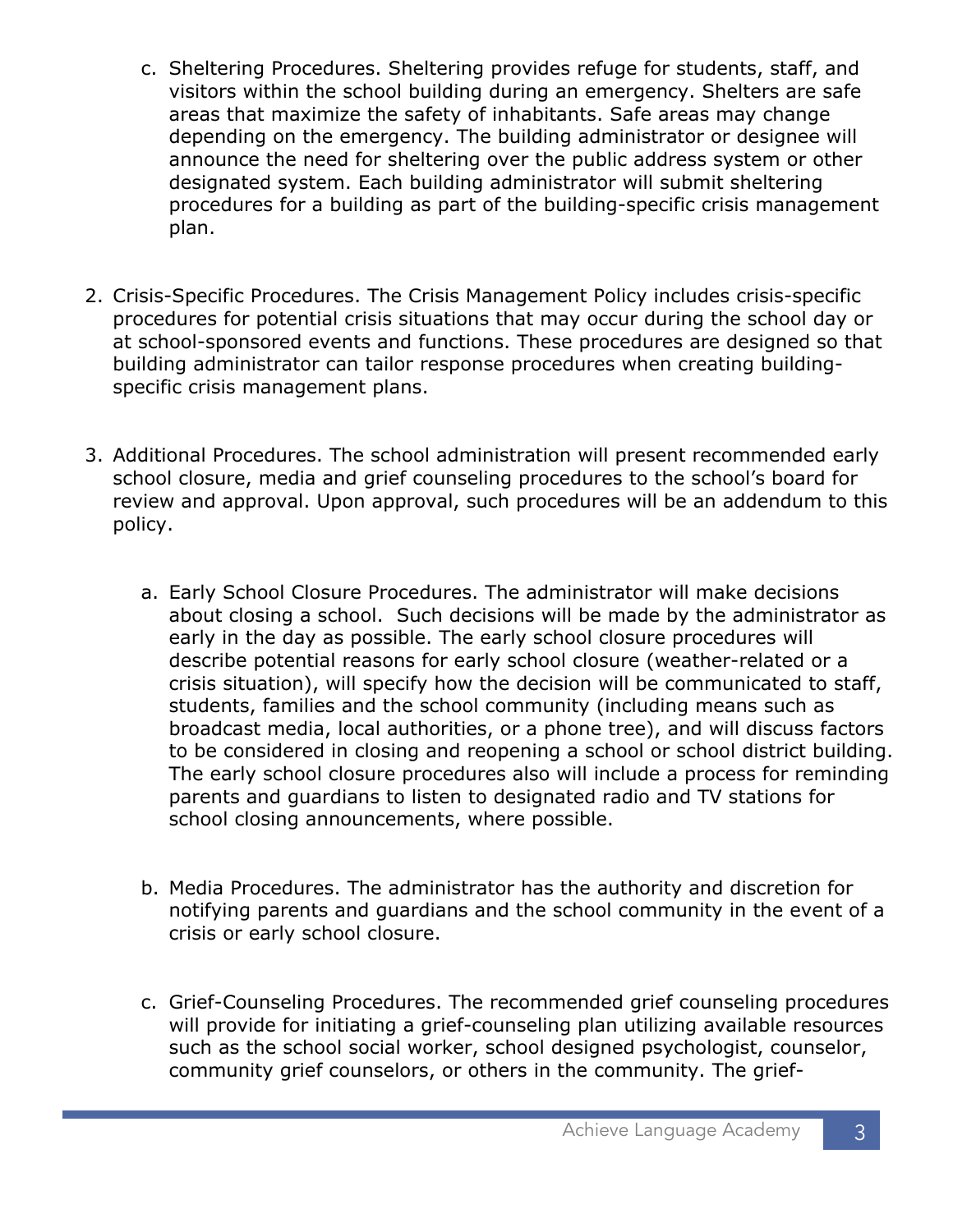c. Sheltering Procedures. Sheltering provides refuge for students, staff, and visitors within the school building during an emergency. Shelters are safe areas that maximize the safety of inhabitants. Safe areas may change depending on the emergency. The building administrator or designee will announce the need for sheltering over the public address system or other designated system. Each building administrator will submit sheltering procedures for a building as part of the building-specific crisis management plan.

2. Crisis-Specific Procedures. The Crisis Management Policy includes crisis-specific procedures for potential crisis situations that may occur during the school day or at school-sponsored events and functions. These procedures are designed so that building administrator can tailor response procedures when creating building-specific crisis management plans.

3. Additional Procedures. The school administration will present recommended early school closure, media and grief counseling procedures to the school's board for review and approval. Upon approval, such procedures will be an addendum to this policy.

   a. Early School Closure Procedures. The administrator will make decisions about closing a school. Such decisions will be made by the administrator as early in the day as possible. The early school closure procedures will describe potential reasons for early school closure (weather-related or a crisis situation), will specify how the decision will be communicated to staff, students, families and the school community (including means such as broadcast media, local authorities, or a phone tree), and will discuss factors to be considered in closing and reopening a school or school district building. The early school closure procedures also will include a process for reminding parents and guardians to listen to designated radio and TV stations for school closing announcements, where possible.

   b. Media Procedures. The administrator has the authority and discretion for notifying parents and guardians and the school community in the event of a crisis or early school closure.

   c. Grief-Counseling Procedures. The recommended grief counseling procedures will provide for initiating a grief-counseling plan utilizing available resources such as the school social worker, school designed psychologist, counselor, community grief counselors, or others in the community. The grief-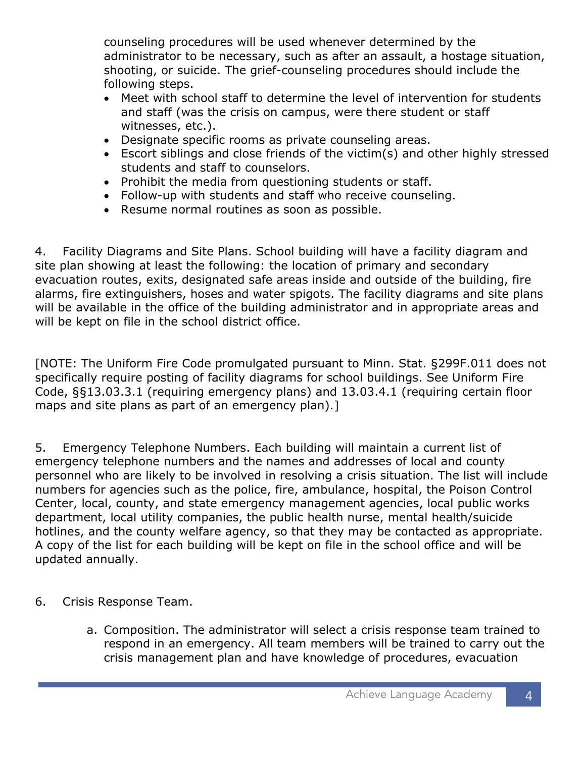counseling procedures will be used whenever determined by the administrator to be necessary, such as after an assault, a hostage situation, shooting, or suicide. The grief-counseling procedures should include the following steps.

- Meet with school staff to determine the level of intervention for students and staff (was the crisis on campus, were there student or staff witnesses, etc.).
- Designate specific rooms as private counseling areas.
- Escort siblings and close friends of the victim(s) and other highly stressed students and staff to counselors.
- Prohibit the media from questioning students or staff.
- Follow-up with students and staff who receive counseling.
- Resume normal routines as soon as possible.

4. Facility Diagrams and Site Plans. School building will have a facility diagram and site plan showing at least the following: the location of primary and secondary evacuation routes, exits, designated safe areas inside and outside of the building, fire alarms, fire extinguishers, hoses and water spigots. The facility diagrams and site plans will be available in the office of the building administrator and in appropriate areas and will be kept on file in the school district office.

[NOTE: The Uniform Fire Code promulgated pursuant to Minn. Stat. §299F.011 does not specifically require posting of facility diagrams for school buildings. See Uniform Fire Code, §§13.03.3.1 (requiring emergency plans) and 13.03.4.1 (requiring certain floor maps and site plans as part of an emergency plan).]

5. Emergency Telephone Numbers. Each building will maintain a current list of emergency telephone numbers and the names and addresses of local and county personnel who are likely to be involved in resolving a crisis situation. The list will include numbers for agencies such as the police, fire, ambulance, hospital, the Poison Control Center, local, county, and state emergency management agencies, local public works department, local utility companies, the public health nurse, mental health/suicide hotlines, and the county welfare agency, so that they may be contacted as appropriate. A copy of the list for each building will be kept on file in the school office and will be updated annually.

6. Crisis Response Team.

   a. Composition. The administrator will select a crisis response team trained to respond in an emergency. All team members will be trained to carry out the crisis management plan and have knowledge of procedures, evacuation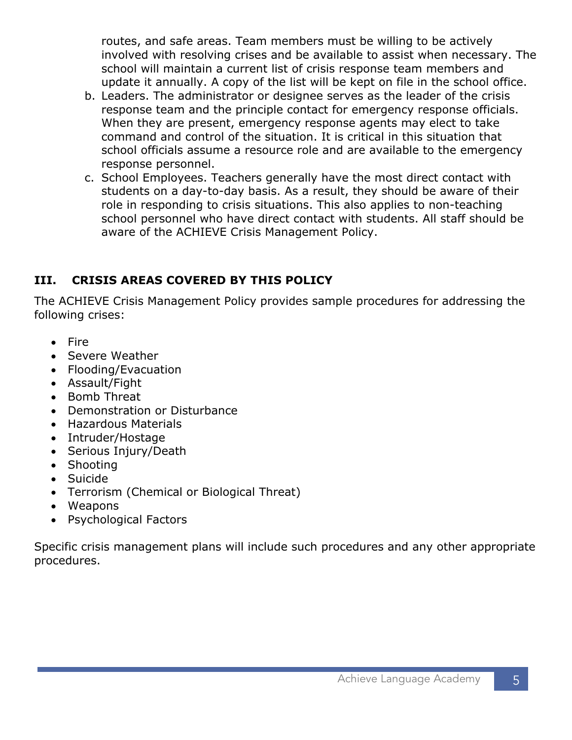routes, and safe areas. Team members must be willing to be actively involved with resolving crises and be available to assist when necessary. The school will maintain a current list of crisis response team members and update it annually. A copy of the list will be kept on file in the school office.

b. Leaders. The administrator or designee serves as the leader of the crisis response team and the principle contact for emergency response officials. When they are present, emergency response agents may elect to take command and control of the situation. It is critical in this situation that school officials assume a resource role and are available to the emergency response personnel.
c. School Employees. Teachers generally have the most direct contact with students on a day-to-day basis. As a result, they should be aware of their role in responding to crisis situations. This also applies to non-teaching school personnel who have direct contact with students. All staff should be aware of the ACHIEVE Crisis Management Policy.

## III. CRISIS AREAS COVERED BY THIS POLICY

The ACHIEVE Crisis Management Policy provides sample procedures for addressing the following crises:

- Fire
- Severe Weather
- Flooding/Evacuation
- Assault/Fight
- Bomb Threat
- Demonstration or Disturbance
- Hazardous Materials
- Intruder/Hostage
- Serious Injury/Death
- Shooting
- Suicide
- Terrorism (Chemical or Biological Threat)
- Weapons
- Psychological Factors

Specific crisis management plans will include such procedures and any other appropriate procedures.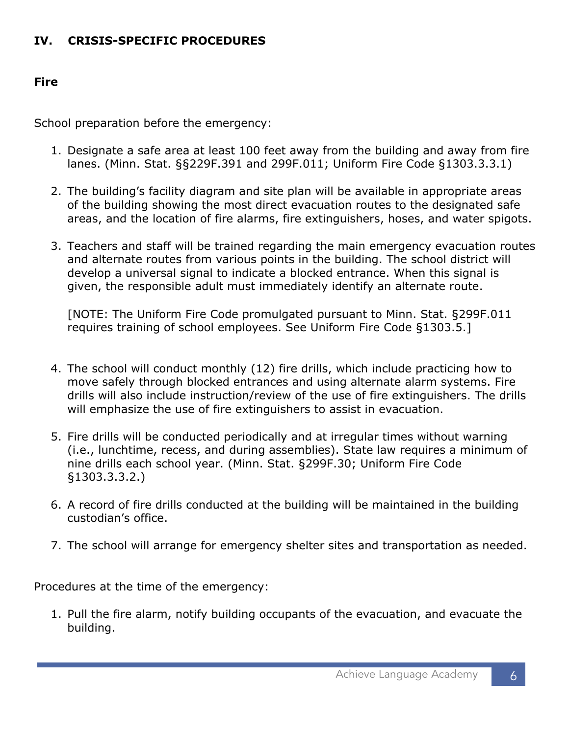## IV. CRISIS-SPECIFIC PROCEDURES

### Fire

School preparation before the emergency:

1. Designate a safe area at least 100 feet away from the building and away from fire lanes. (Minn. Stat. §§229F.391 and 299F.011; Uniform Fire Code §1303.3.3.1)

2. The building's facility diagram and site plan will be available in appropriate areas of the building showing the most direct evacuation routes to the designated safe areas, and the location of fire alarms, fire extinguishers, hoses, and water spigots.

3. Teachers and staff will be trained regarding the main emergency evacuation routes and alternate routes from various points in the building. The school district will develop a universal signal to indicate a blocked entrance. When this signal is given, the responsible adult must immediately identify an alternate route.

   [NOTE: The Uniform Fire Code promulgated pursuant to Minn. Stat. §299F.011 requires training of school employees. See Uniform Fire Code §1303.5.]

4. The school will conduct monthly (12) fire drills, which include practicing how to move safely through blocked entrances and using alternate alarm systems. Fire drills will also include instruction/review of the use of fire extinguishers. The drills will emphasize the use of fire extinguishers to assist in evacuation.

5. Fire drills will be conducted periodically and at irregular times without warning (i.e., lunchtime, recess, and during assemblies). State law requires a minimum of nine drills each school year. (Minn. Stat. §299F.30; Uniform Fire Code §1303.3.3.2.)

6. A record of fire drills conducted at the building will be maintained in the building custodian's office.

7. The school will arrange for emergency shelter sites and transportation as needed.

Procedures at the time of the emergency:

1. Pull the fire alarm, notify building occupants of the evacuation, and evacuate the building.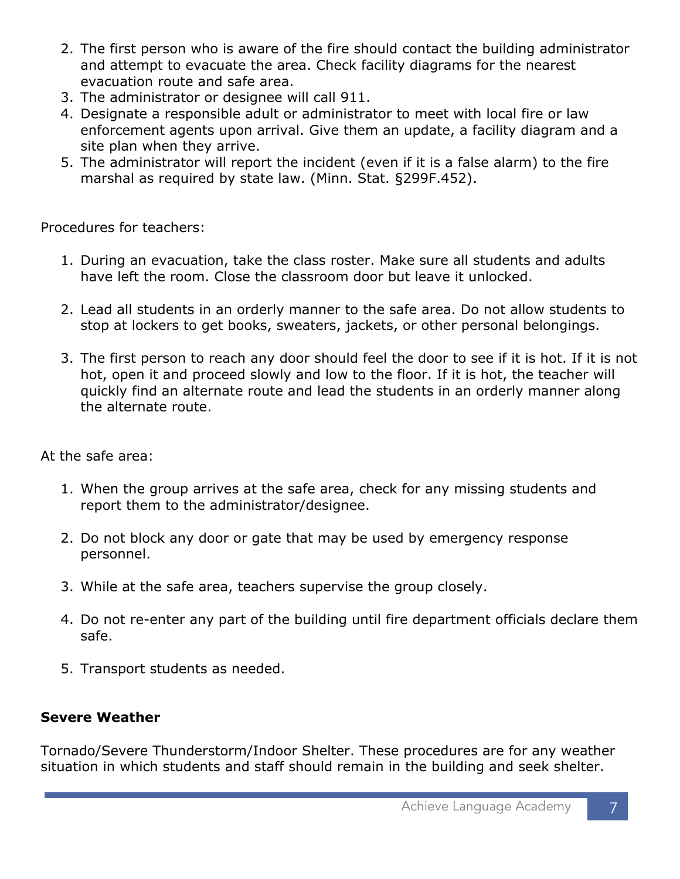2. The first person who is aware of the fire should contact the building administrator and attempt to evacuate the area. Check facility diagrams for the nearest evacuation route and safe area.
3. The administrator or designee will call 911.
4. Designate a responsible adult or administrator to meet with local fire or law enforcement agents upon arrival. Give them an update, a facility diagram and a site plan when they arrive.
5. The administrator will report the incident (even if it is a false alarm) to the fire marshal as required by state law. (Minn. Stat. §299F.452).

Procedures for teachers:

1. During an evacuation, take the class roster. Make sure all students and adults have left the room. Close the classroom door but leave it unlocked.

2. Lead all students in an orderly manner to the safe area. Do not allow students to stop at lockers to get books, sweaters, jackets, or other personal belongings.

3. The first person to reach any door should feel the door to see if it is hot. If it is not hot, open it and proceed slowly and low to the floor. If it is hot, the teacher will quickly find an alternate route and lead the students in an orderly manner along the alternate route.

At the safe area:

1. When the group arrives at the safe area, check for any missing students and report them to the administrator/designee.

2. Do not block any door or gate that may be used by emergency response personnel.

3. While at the safe area, teachers supervise the group closely.

4. Do not re-enter any part of the building until fire department officials declare them safe.

5. Transport students as needed.

**Severe Weather**

Tornado/Severe Thunderstorm/Indoor Shelter. These procedures are for any weather situation in which students and staff should remain in the building and seek shelter.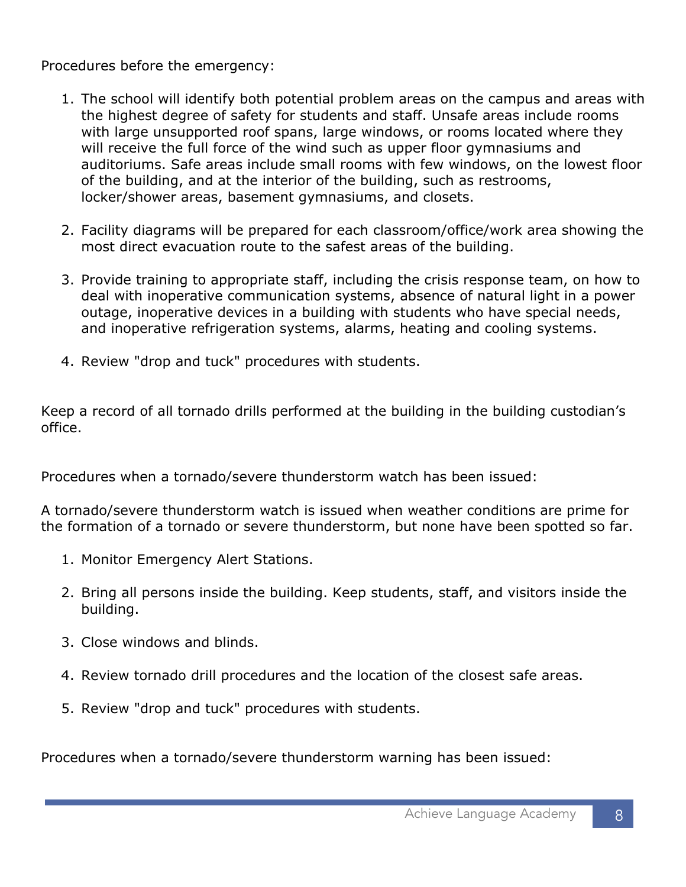Procedures before the emergency:

1. The school will identify both potential problem areas on the campus and areas with the highest degree of safety for students and staff. Unsafe areas include rooms with large unsupported roof spans, large windows, or rooms located where they will receive the full force of the wind such as upper floor gymnasiums and auditoriums. Safe areas include small rooms with few windows, on the lowest floor of the building, and at the interior of the building, such as restrooms, locker/shower areas, basement gymnasiums, and closets.

2. Facility diagrams will be prepared for each classroom/office/work area showing the most direct evacuation route to the safest areas of the building.

3. Provide training to appropriate staff, including the crisis response team, on how to deal with inoperative communication systems, absence of natural light in a power outage, inoperative devices in a building with students who have special needs, and inoperative refrigeration systems, alarms, heating and cooling systems.

4. Review "drop and tuck" procedures with students.

Keep a record of all tornado drills performed at the building in the building custodian's office.

Procedures when a tornado/severe thunderstorm watch has been issued:

A tornado/severe thunderstorm watch is issued when weather conditions are prime for the formation of a tornado or severe thunderstorm, but none have been spotted so far.

1. Monitor Emergency Alert Stations.

2. Bring all persons inside the building. Keep students, staff, and visitors inside the building.

3. Close windows and blinds.

4. Review tornado drill procedures and the location of the closest safe areas.

5. Review "drop and tuck" procedures with students.

Procedures when a tornado/severe thunderstorm warning has been issued: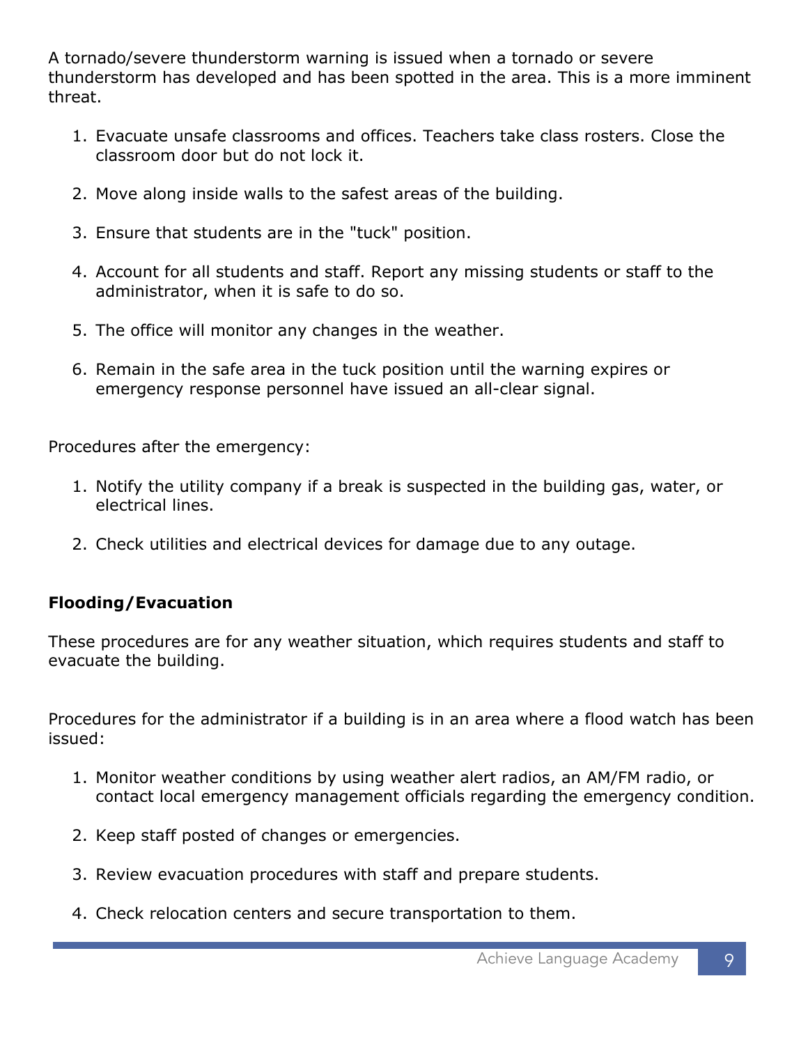A tornado/severe thunderstorm warning is issued when a tornado or severe thunderstorm has developed and has been spotted in the area. This is a more imminent threat.

1. Evacuate unsafe classrooms and offices. Teachers take class rosters. Close the classroom door but do not lock it.
2. Move along inside walls to the safest areas of the building.
3. Ensure that students are in the "tuck" position.
4. Account for all students and staff. Report any missing students or staff to the administrator, when it is safe to do so.
5. The office will monitor any changes in the weather.
6. Remain in the safe area in the tuck position until the warning expires or emergency response personnel have issued an all-clear signal.

Procedures after the emergency:

1. Notify the utility company if a break is suspected in the building gas, water, or electrical lines.
2. Check utilities and electrical devices for damage due to any outage.

**Flooding/Evacuation**

These procedures are for any weather situation, which requires students and staff to evacuate the building.

Procedures for the administrator if a building is in an area where a flood watch has been issued:

1. Monitor weather conditions by using weather alert radios, an AM/FM radio, or contact local emergency management officials regarding the emergency condition.
2. Keep staff posted of changes or emergencies.
3. Review evacuation procedures with staff and prepare students.
4. Check relocation centers and secure transportation to them.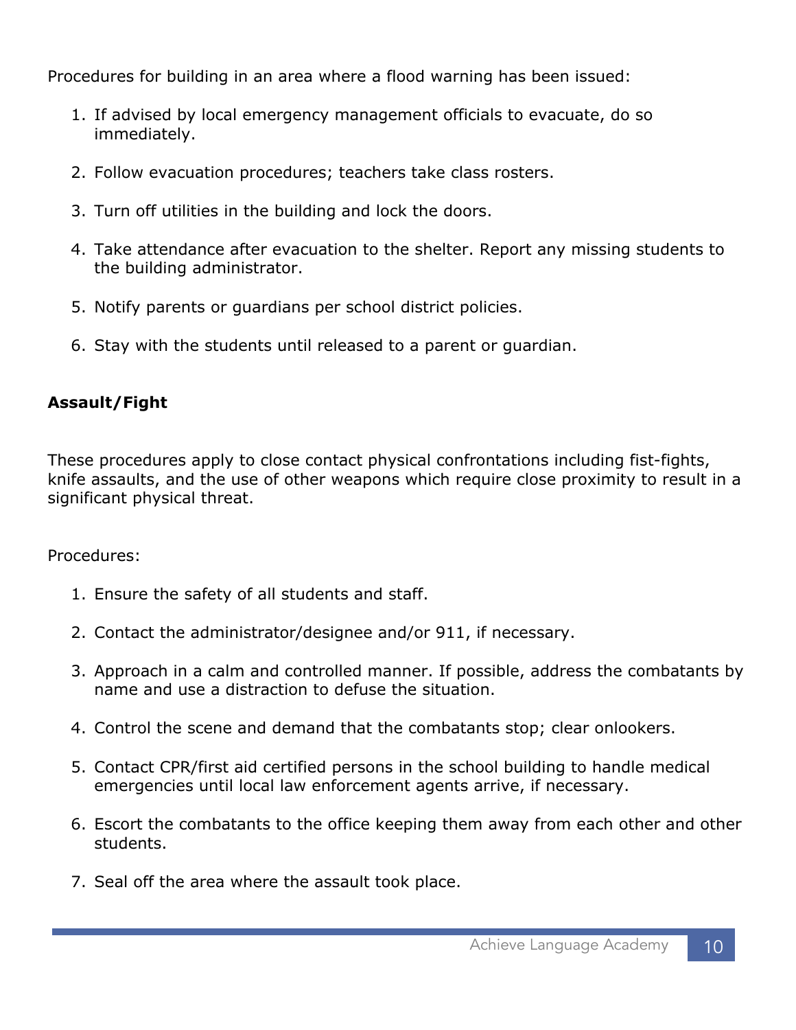Procedures for building in an area where a flood warning has been issued:

1. If advised by local emergency management officials to evacuate, do so immediately.
2. Follow evacuation procedures; teachers take class rosters.
3. Turn off utilities in the building and lock the doors.
4. Take attendance after evacuation to the shelter. Report any missing students to the building administrator.
5. Notify parents or guardians per school district policies.
6. Stay with the students until released to a parent or guardian.

**Assault/Fight**

These procedures apply to close contact physical confrontations including fist-fights, knife assaults, and the use of other weapons which require close proximity to result in a significant physical threat.

Procedures:

1. Ensure the safety of all students and staff.
2. Contact the administrator/designee and/or 911, if necessary.
3. Approach in a calm and controlled manner. If possible, address the combatants by name and use a distraction to defuse the situation.
4. Control the scene and demand that the combatants stop; clear onlookers.
5. Contact CPR/first aid certified persons in the school building to handle medical emergencies until local law enforcement agents arrive, if necessary.
6. Escort the combatants to the office keeping them away from each other and other students.
7. Seal off the area where the assault took place.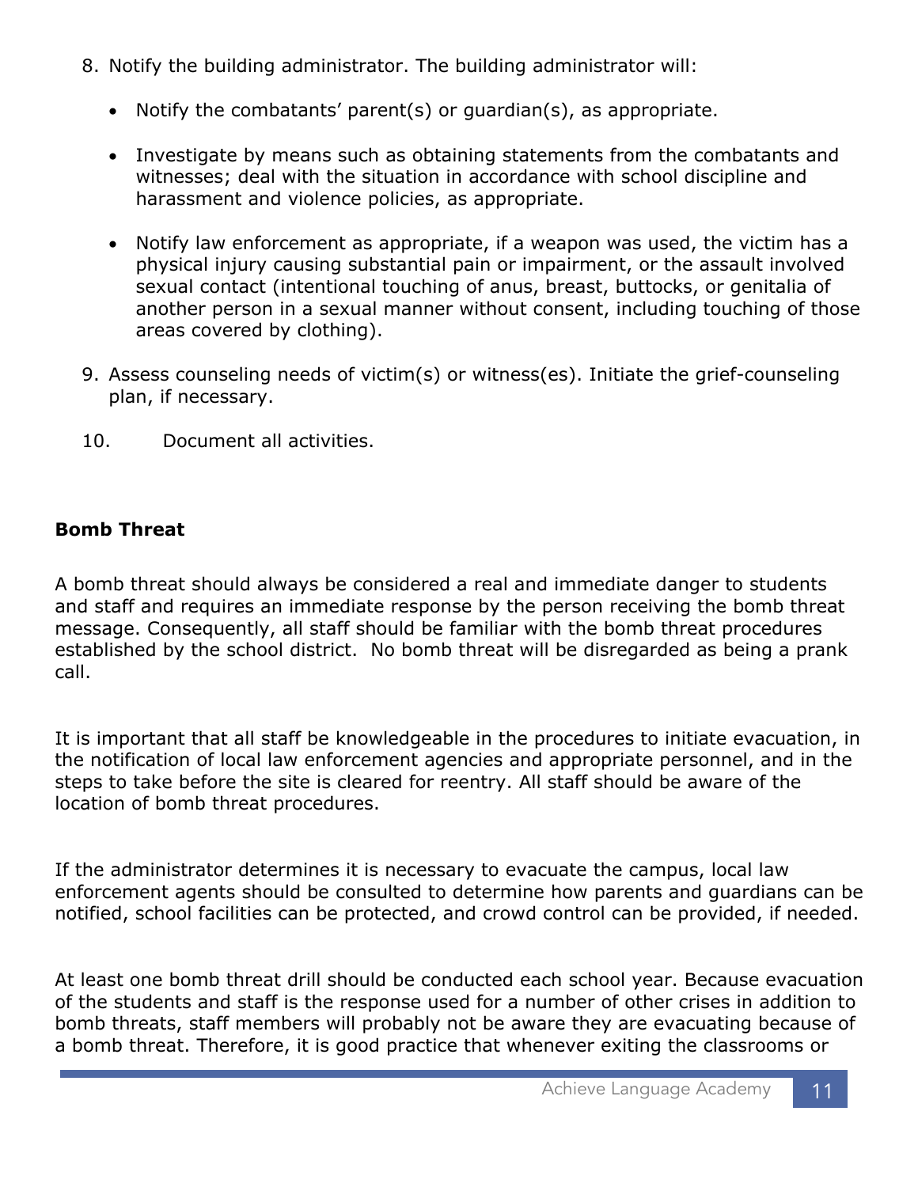8. Notify the building administrator. The building administrator will:

   - Notify the combatants' parent(s) or guardian(s), as appropriate.

   - Investigate by means such as obtaining statements from the combatants and witnesses; deal with the situation in accordance with school discipline and harassment and violence policies, as appropriate.

   - Notify law enforcement as appropriate, if a weapon was used, the victim has a physical injury causing substantial pain or impairment, or the assault involved sexual contact (intentional touching of anus, breast, buttocks, or genitalia of another person in a sexual manner without consent, including touching of those areas covered by clothing).

9. Assess counseling needs of victim(s) or witness(es). Initiate the grief-counseling plan, if necessary.

10. Document all activities.

**Bomb Threat**

A bomb threat should always be considered a real and immediate danger to students and staff and requires an immediate response by the person receiving the bomb threat message. Consequently, all staff should be familiar with the bomb threat procedures established by the school district. No bomb threat will be disregarded as being a prank call.

It is important that all staff be knowledgeable in the procedures to initiate evacuation, in the notification of local law enforcement agencies and appropriate personnel, and in the steps to take before the site is cleared for reentry. All staff should be aware of the location of bomb threat procedures.

If the administrator determines it is necessary to evacuate the campus, local law enforcement agents should be consulted to determine how parents and guardians can be notified, school facilities can be protected, and crowd control can be provided, if needed.

At least one bomb threat drill should be conducted each school year. Because evacuation of the students and staff is the response used for a number of other crises in addition to bomb threats, staff members will probably not be aware they are evacuating because of a bomb threat. Therefore, it is good practice that whenever exiting the classrooms or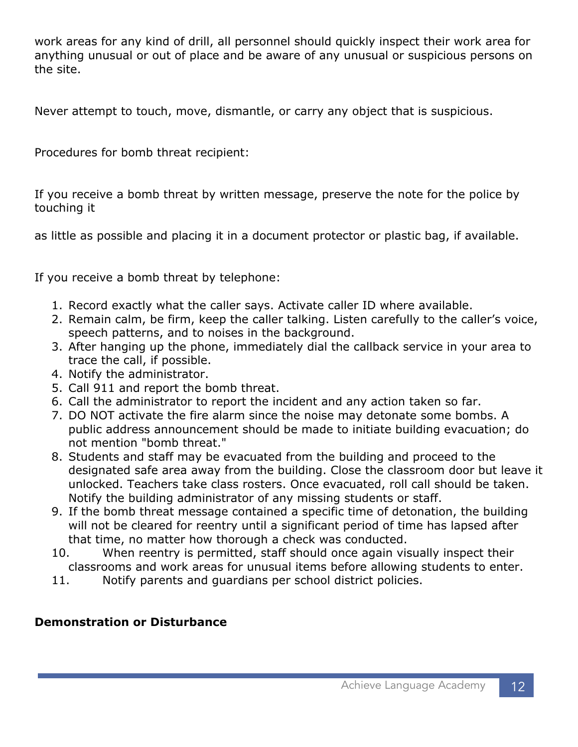work areas for any kind of drill, all personnel should quickly inspect their work area for anything unusual or out of place and be aware of any unusual or suspicious persons on the site.

Never attempt to touch, move, dismantle, or carry any object that is suspicious.

Procedures for bomb threat recipient:

If you receive a bomb threat by written message, preserve the note for the police by touching it

as little as possible and placing it in a document protector or plastic bag, if available.

If you receive a bomb threat by telephone:

1. Record exactly what the caller says. Activate caller ID where available.
2. Remain calm, be firm, keep the caller talking. Listen carefully to the caller's voice, speech patterns, and to noises in the background.
3. After hanging up the phone, immediately dial the callback service in your area to trace the call, if possible.
4. Notify the administrator.
5. Call 911 and report the bomb threat.
6. Call the administrator to report the incident and any action taken so far.
7. DO NOT activate the fire alarm since the noise may detonate some bombs. A public address announcement should be made to initiate building evacuation; do not mention "bomb threat."
8. Students and staff may be evacuated from the building and proceed to the designated safe area away from the building. Close the classroom door but leave it unlocked. Teachers take class rosters. Once evacuated, roll call should be taken. Notify the building administrator of any missing students or staff.
9. If the bomb threat message contained a specific time of detonation, the building will not be cleared for reentry until a significant period of time has lapsed after that time, no matter how thorough a check was conducted.
10. When reentry is permitted, staff should once again visually inspect their classrooms and work areas for unusual items before allowing students to enter.
11. Notify parents and guardians per school district policies.

**Demonstration or Disturbance**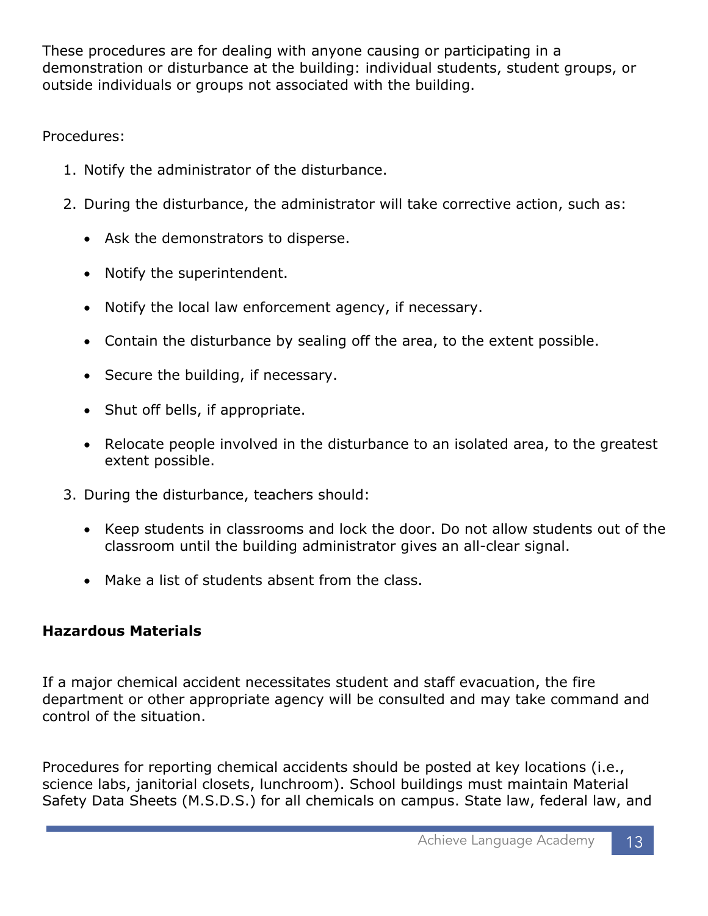These procedures are for dealing with anyone causing or participating in a demonstration or disturbance at the building: individual students, student groups, or outside individuals or groups not associated with the building.

Procedures:

1. Notify the administrator of the disturbance.
2. During the disturbance, the administrator will take corrective action, such as:
   - Ask the demonstrators to disperse.
   - Notify the superintendent.
   - Notify the local law enforcement agency, if necessary.
   - Contain the disturbance by sealing off the area, to the extent possible.
   - Secure the building, if necessary.
   - Shut off bells, if appropriate.
   - Relocate people involved in the disturbance to an isolated area, to the greatest extent possible.
3. During the disturbance, teachers should:
   - Keep students in classrooms and lock the door. Do not allow students out of the classroom until the building administrator gives an all-clear signal.
   - Make a list of students absent from the class.

**Hazardous Materials**

If a major chemical accident necessitates student and staff evacuation, the fire department or other appropriate agency will be consulted and may take command and control of the situation.

Procedures for reporting chemical accidents should be posted at key locations (i.e., science labs, janitorial closets, lunchroom). School buildings must maintain Material Safety Data Sheets (M.S.D.S.) for all chemicals on campus. State law, federal law, and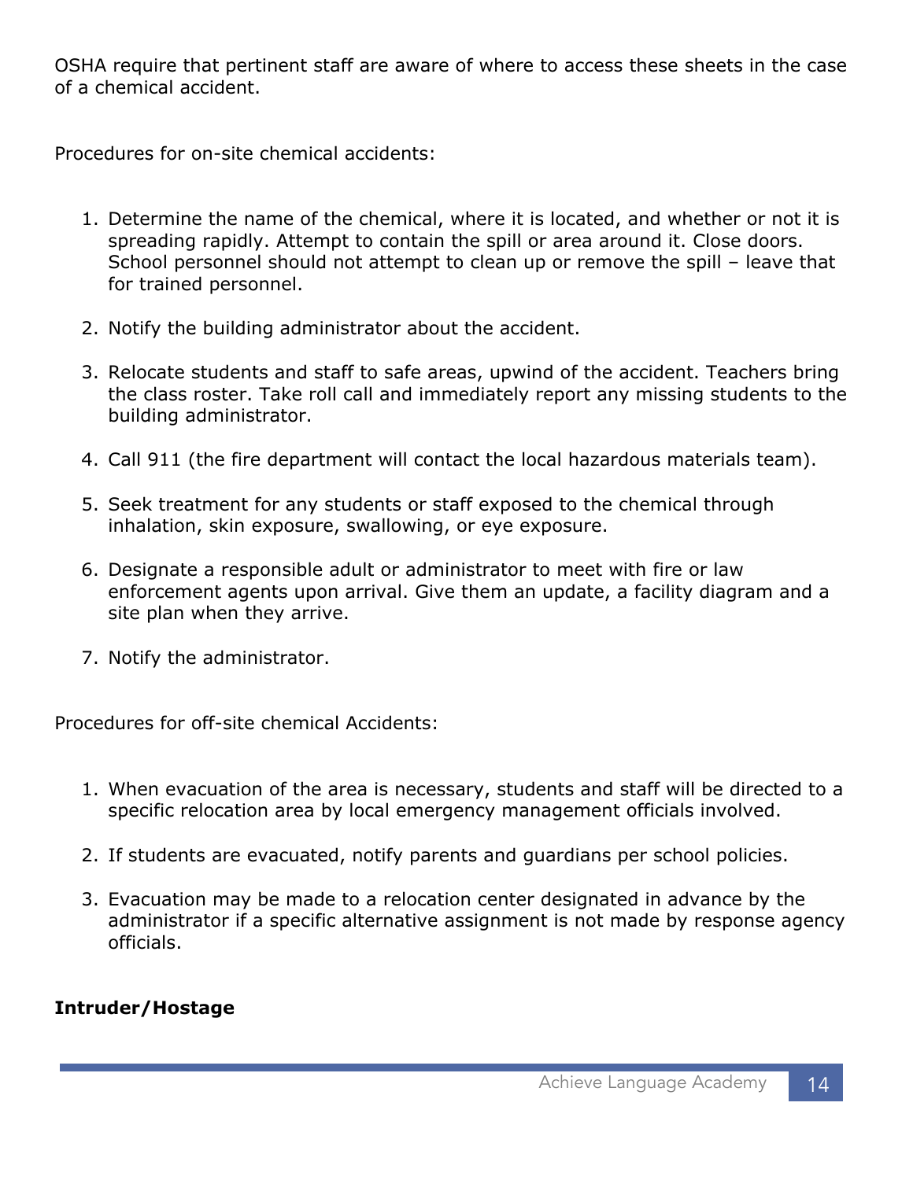OSHA require that pertinent staff are aware of where to access these sheets in the case of a chemical accident.

Procedures for on-site chemical accidents:

1. Determine the name of the chemical, where it is located, and whether or not it is spreading rapidly. Attempt to contain the spill or area around it. Close doors. School personnel should not attempt to clean up or remove the spill – leave that for trained personnel.

2. Notify the building administrator about the accident.

3. Relocate students and staff to safe areas, upwind of the accident. Teachers bring the class roster. Take roll call and immediately report any missing students to the building administrator.

4. Call 911 (the fire department will contact the local hazardous materials team).

5. Seek treatment for any students or staff exposed to the chemical through inhalation, skin exposure, swallowing, or eye exposure.

6. Designate a responsible adult or administrator to meet with fire or law enforcement agents upon arrival. Give them an update, a facility diagram and a site plan when they arrive.

7. Notify the administrator.

Procedures for off-site chemical Accidents:

1. When evacuation of the area is necessary, students and staff will be directed to a specific relocation area by local emergency management officials involved.

2. If students are evacuated, notify parents and guardians per school policies.

3. Evacuation may be made to a relocation center designated in advance by the administrator if a specific alternative assignment is not made by response agency officials.

**Intruder/Hostage**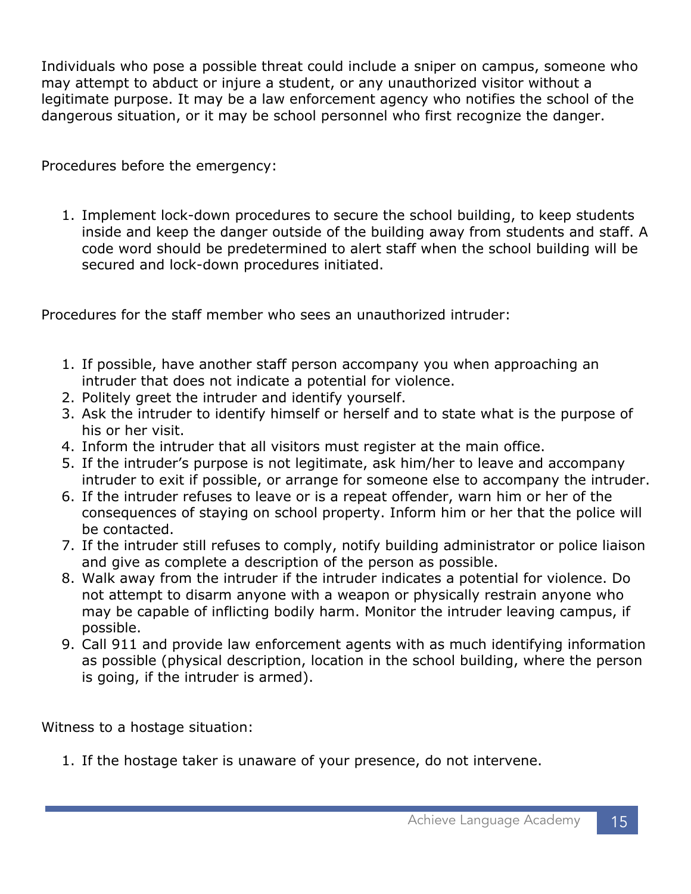Individuals who pose a possible threat could include a sniper on campus, someone who may attempt to abduct or injure a student, or any unauthorized visitor without a legitimate purpose. It may be a law enforcement agency who notifies the school of the dangerous situation, or it may be school personnel who first recognize the danger.

Procedures before the emergency:

1. Implement lock-down procedures to secure the school building, to keep students inside and keep the danger outside of the building away from students and staff. A code word should be predetermined to alert staff when the school building will be secured and lock-down procedures initiated.

Procedures for the staff member who sees an unauthorized intruder:

1. If possible, have another staff person accompany you when approaching an intruder that does not indicate a potential for violence.
2. Politely greet the intruder and identify yourself.
3. Ask the intruder to identify himself or herself and to state what is the purpose of his or her visit.
4. Inform the intruder that all visitors must register at the main office.
5. If the intruder's purpose is not legitimate, ask him/her to leave and accompany intruder to exit if possible, or arrange for someone else to accompany the intruder.
6. If the intruder refuses to leave or is a repeat offender, warn him or her of the consequences of staying on school property. Inform him or her that the police will be contacted.
7. If the intruder still refuses to comply, notify building administrator or police liaison and give as complete a description of the person as possible.
8. Walk away from the intruder if the intruder indicates a potential for violence. Do not attempt to disarm anyone with a weapon or physically restrain anyone who may be capable of inflicting bodily harm. Monitor the intruder leaving campus, if possible.
9. Call 911 and provide law enforcement agents with as much identifying information as possible (physical description, location in the school building, where the person is going, if the intruder is armed).

Witness to a hostage situation:

1. If the hostage taker is unaware of your presence, do not intervene.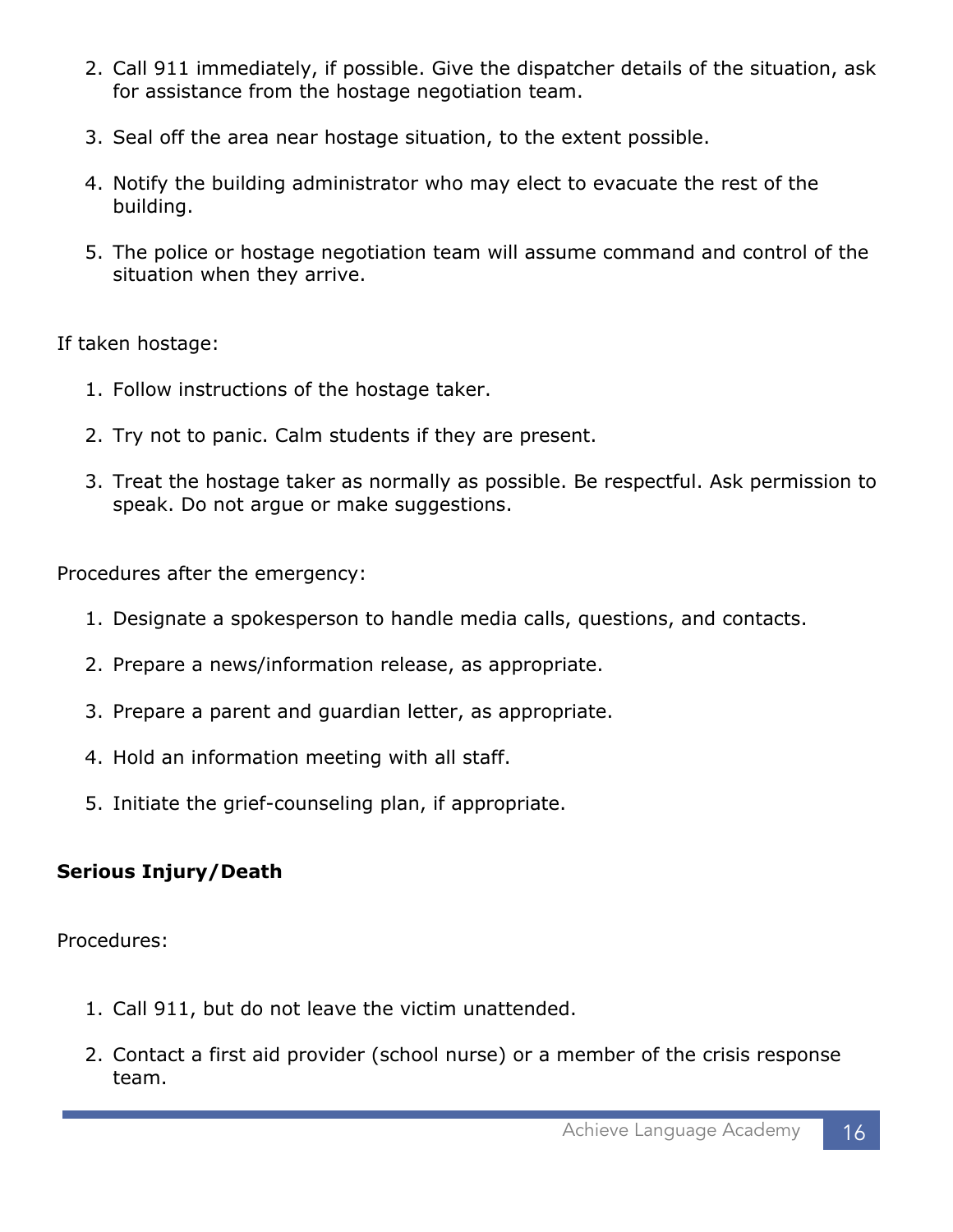2. Call 911 immediately, if possible. Give the dispatcher details of the situation, ask for assistance from the hostage negotiation team.

3. Seal off the area near hostage situation, to the extent possible.

4. Notify the building administrator who may elect to evacuate the rest of the building.

5. The police or hostage negotiation team will assume command and control of the situation when they arrive.

If taken hostage:

1. Follow instructions of the hostage taker.

2. Try not to panic. Calm students if they are present.

3. Treat the hostage taker as normally as possible. Be respectful. Ask permission to speak. Do not argue or make suggestions.

Procedures after the emergency:

1. Designate a spokesperson to handle media calls, questions, and contacts.

2. Prepare a news/information release, as appropriate.

3. Prepare a parent and guardian letter, as appropriate.

4. Hold an information meeting with all staff.

5. Initiate the grief-counseling plan, if appropriate.

**Serious Injury/Death**

Procedures:

1. Call 911, but do not leave the victim unattended.

2. Contact a first aid provider (school nurse) or a member of the crisis response team.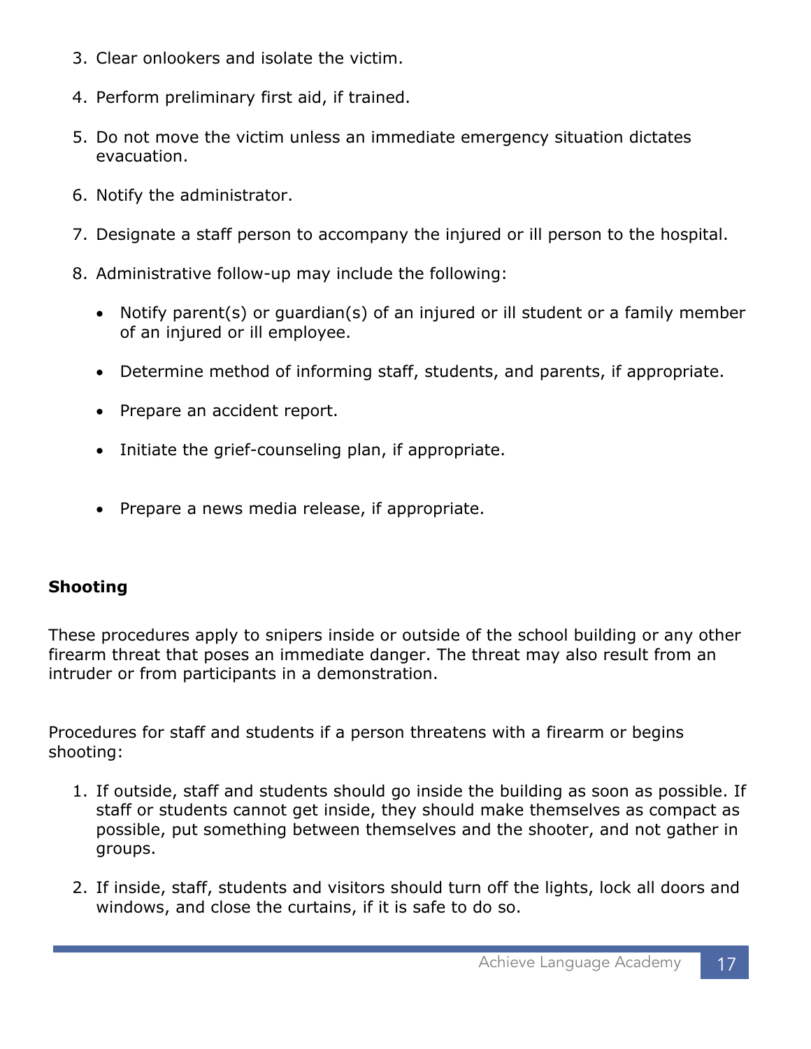3. Clear onlookers and isolate the victim.
4. Perform preliminary first aid, if trained.
5. Do not move the victim unless an immediate emergency situation dictates evacuation.
6. Notify the administrator.
7. Designate a staff person to accompany the injured or ill person to the hospital.
8. Administrative follow-up may include the following:
    - Notify parent(s) or guardian(s) of an injured or ill student or a family member of an injured or ill employee.
    - Determine method of informing staff, students, and parents, if appropriate.
    - Prepare an accident report.
    - Initiate the grief-counseling plan, if appropriate.
    - Prepare a news media release, if appropriate.

**Shooting**

These procedures apply to snipers inside or outside of the school building or any other firearm threat that poses an immediate danger. The threat may also result from an intruder or from participants in a demonstration.

Procedures for staff and students if a person threatens with a firearm or begins shooting:

1. If outside, staff and students should go inside the building as soon as possible. If staff or students cannot get inside, they should make themselves as compact as possible, put something between themselves and the shooter, and not gather in groups.
2. If inside, staff, students and visitors should turn off the lights, lock all doors and windows, and close the curtains, if it is safe to do so.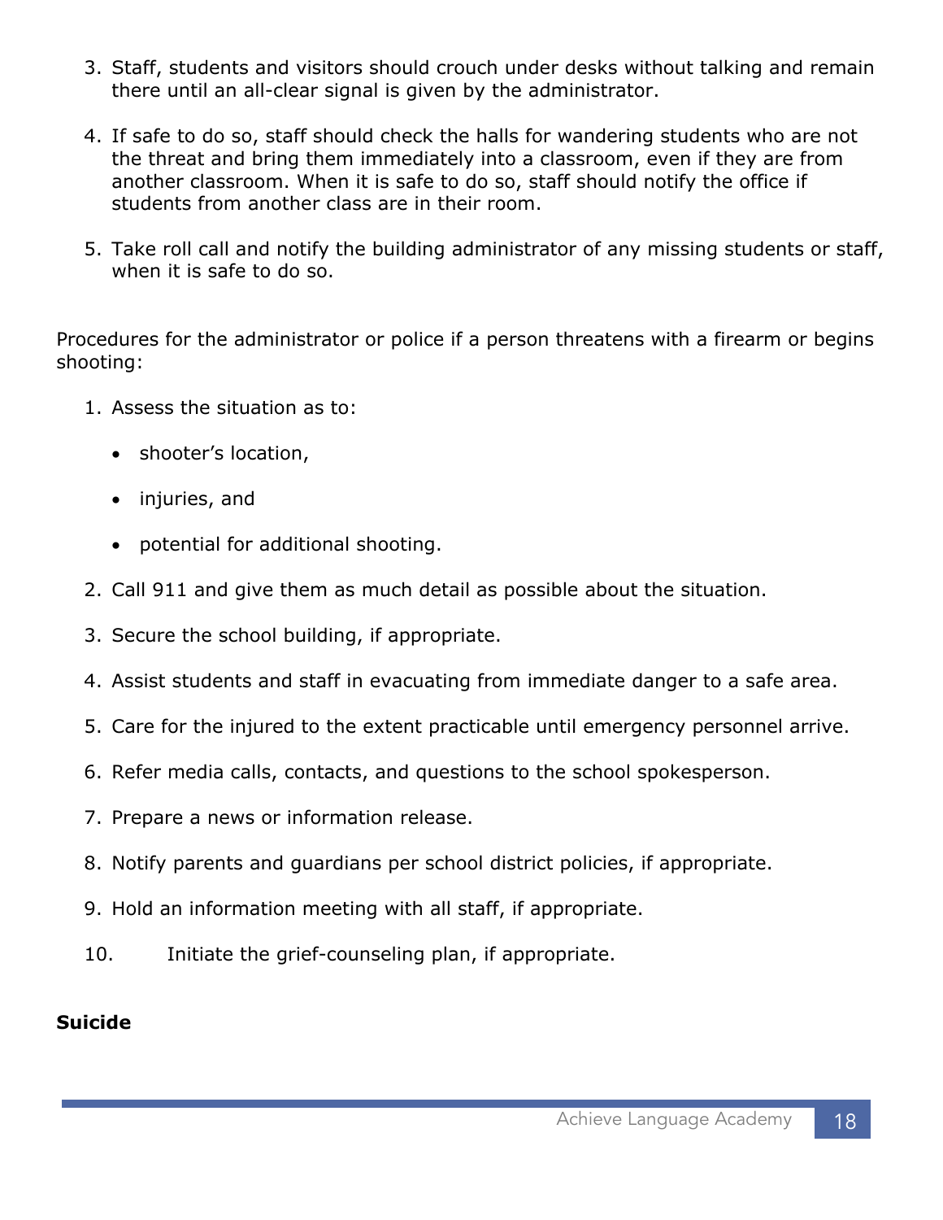3. Staff, students and visitors should crouch under desks without talking and remain there until an all-clear signal is given by the administrator.

4. If safe to do so, staff should check the halls for wandering students who are not the threat and bring them immediately into a classroom, even if they are from another classroom. When it is safe to do so, staff should notify the office if students from another class are in their room.

5. Take roll call and notify the building administrator of any missing students or staff, when it is safe to do so.

Procedures for the administrator or police if a person threatens with a firearm or begins shooting:

1. Assess the situation as to:
   - shooter's location,
   - injuries, and
   - potential for additional shooting.
2. Call 911 and give them as much detail as possible about the situation.
3. Secure the school building, if appropriate.
4. Assist students and staff in evacuating from immediate danger to a safe area.
5. Care for the injured to the extent practicable until emergency personnel arrive.
6. Refer media calls, contacts, and questions to the school spokesperson.
7. Prepare a news or information release.
8. Notify parents and guardians per school district policies, if appropriate.
9. Hold an information meeting with all staff, if appropriate.
10. Initiate the grief-counseling plan, if appropriate.

**Suicide**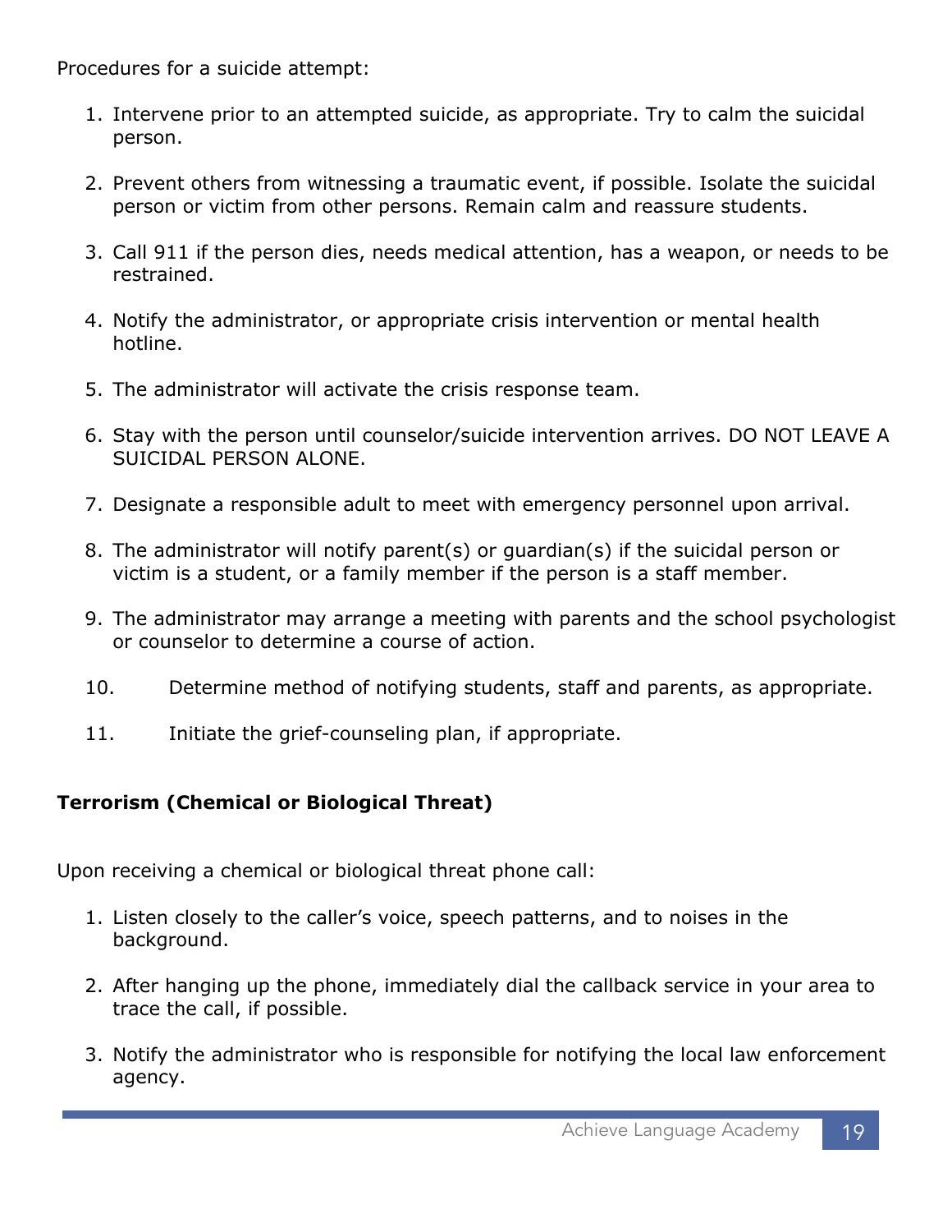Procedures for a suicide attempt:

1. Intervene prior to an attempted suicide, as appropriate. Try to calm the suicidal person.
2. Prevent others from witnessing a traumatic event, if possible. Isolate the suicidal person or victim from other persons. Remain calm and reassure students.
3. Call 911 if the person dies, needs medical attention, has a weapon, or needs to be restrained.
4. Notify the administrator, or appropriate crisis intervention or mental health hotline.
5. The administrator will activate the crisis response team.
6. Stay with the person until counselor/suicide intervention arrives. DO NOT LEAVE A SUICIDAL PERSON ALONE.
7. Designate a responsible adult to meet with emergency personnel upon arrival.
8. The administrator will notify parent(s) or guardian(s) if the suicidal person or victim is a student, or a family member if the person is a staff member.
9. The administrator may arrange a meeting with parents and the school psychologist or counselor to determine a course of action.
10. Determine method of notifying students, staff and parents, as appropriate.
11. Initiate the grief-counseling plan, if appropriate.

**Terrorism (Chemical or Biological Threat)**

Upon receiving a chemical or biological threat phone call:

1. Listen closely to the caller's voice, speech patterns, and to noises in the background.
2. After hanging up the phone, immediately dial the callback service in your area to trace the call, if possible.
3. Notify the administrator who is responsible for notifying the local law enforcement agency.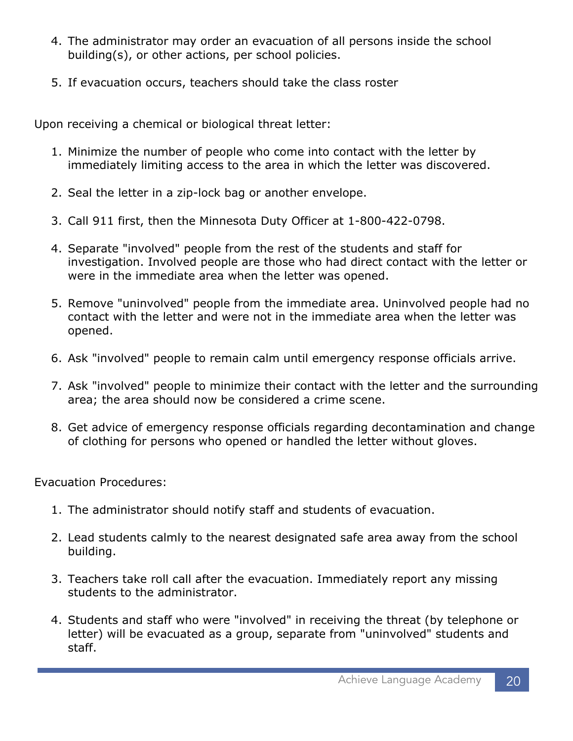4. The administrator may order an evacuation of all persons inside the school building(s), or other actions, per school policies.

5. If evacuation occurs, teachers should take the class roster

Upon receiving a chemical or biological threat letter:

1. Minimize the number of people who come into contact with the letter by immediately limiting access to the area in which the letter was discovered.

2. Seal the letter in a zip-lock bag or another envelope.

3. Call 911 first, then the Minnesota Duty Officer at 1-800-422-0798.

4. Separate "involved" people from the rest of the students and staff for investigation. Involved people are those who had direct contact with the letter or were in the immediate area when the letter was opened.

5. Remove "uninvolved" people from the immediate area. Uninvolved people had no contact with the letter and were not in the immediate area when the letter was opened.

6. Ask "involved" people to remain calm until emergency response officials arrive.

7. Ask "involved" people to minimize their contact with the letter and the surrounding area; the area should now be considered a crime scene.

8. Get advice of emergency response officials regarding decontamination and change of clothing for persons who opened or handled the letter without gloves.

Evacuation Procedures:

1. The administrator should notify staff and students of evacuation.

2. Lead students calmly to the nearest designated safe area away from the school building.

3. Teachers take roll call after the evacuation. Immediately report any missing students to the administrator.

4. Students and staff who were "involved" in receiving the threat (by telephone or letter) will be evacuated as a group, separate from "uninvolved" students and staff.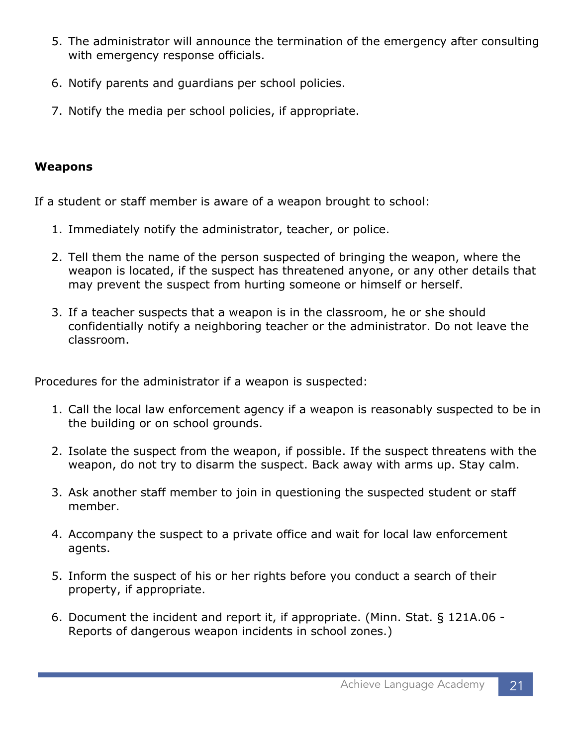5. The administrator will announce the termination of the emergency after consulting with emergency response officials.

6. Notify parents and guardians per school policies.

7. Notify the media per school policies, if appropriate.

**Weapons**

If a student or staff member is aware of a weapon brought to school:

1. Immediately notify the administrator, teacher, or police.

2. Tell them the name of the person suspected of bringing the weapon, where the weapon is located, if the suspect has threatened anyone, or any other details that may prevent the suspect from hurting someone or himself or herself.

3. If a teacher suspects that a weapon is in the classroom, he or she should confidentially notify a neighboring teacher or the administrator. Do not leave the classroom.

Procedures for the administrator if a weapon is suspected:

1. Call the local law enforcement agency if a weapon is reasonably suspected to be in the building or on school grounds.

2. Isolate the suspect from the weapon, if possible. If the suspect threatens with the weapon, do not try to disarm the suspect. Back away with arms up. Stay calm.

3. Ask another staff member to join in questioning the suspected student or staff member.

4. Accompany the suspect to a private office and wait for local law enforcement agents.

5. Inform the suspect of his or her rights before you conduct a search of their property, if appropriate.

6. Document the incident and report it, if appropriate. (Minn. Stat. § 121A.06 - Reports of dangerous weapon incidents in school zones.)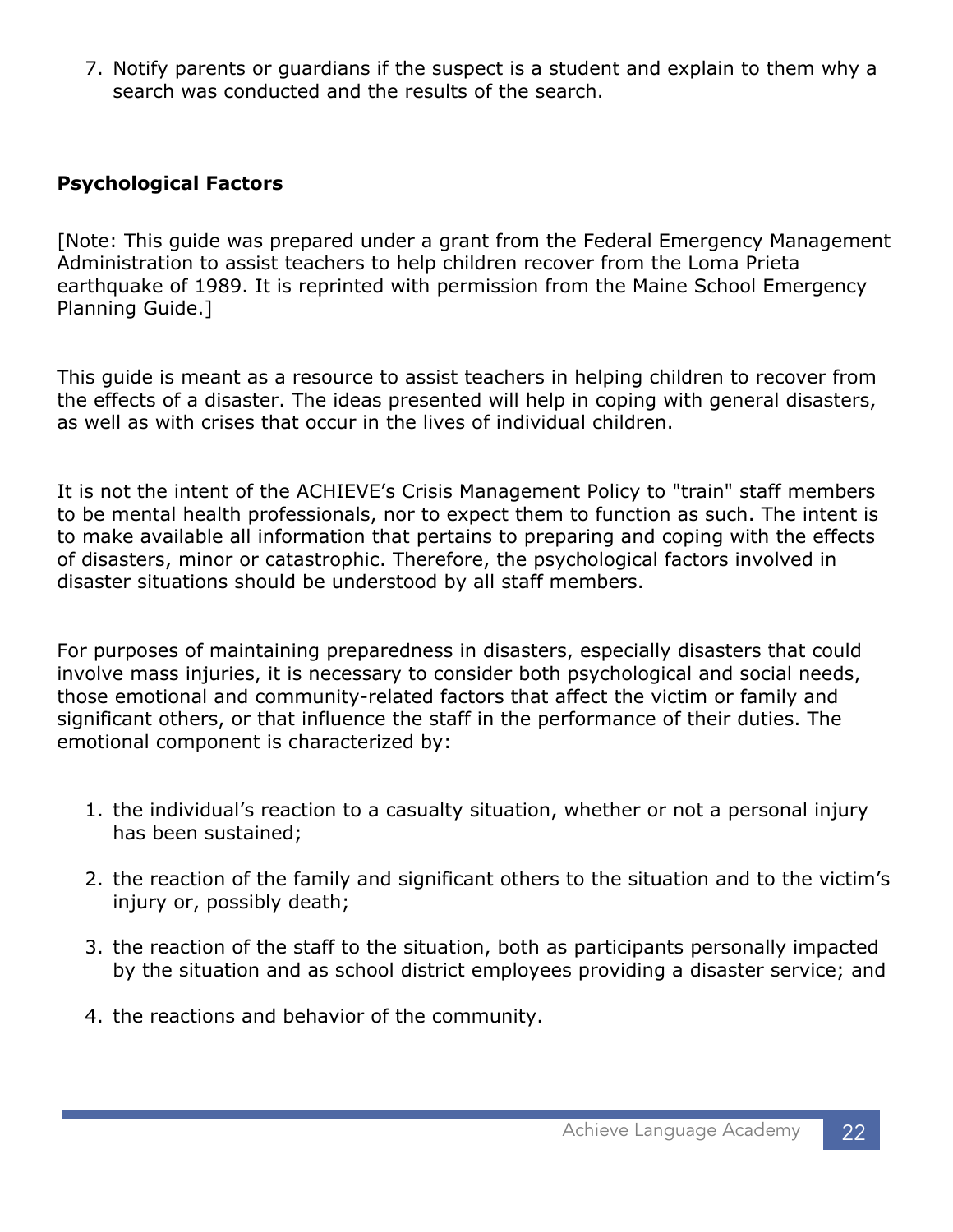7. Notify parents or guardians if the suspect is a student and explain to them why a search was conducted and the results of the search.

**Psychological Factors**

[Note: This guide was prepared under a grant from the Federal Emergency Management Administration to assist teachers to help children recover from the Loma Prieta earthquake of 1989. It is reprinted with permission from the Maine School Emergency Planning Guide.]

This guide is meant as a resource to assist teachers in helping children to recover from the effects of a disaster. The ideas presented will help in coping with general disasters, as well as with crises that occur in the lives of individual children.

It is not the intent of the ACHIEVE's Crisis Management Policy to "train" staff members to be mental health professionals, nor to expect them to function as such. The intent is to make available all information that pertains to preparing and coping with the effects of disasters, minor or catastrophic. Therefore, the psychological factors involved in disaster situations should be understood by all staff members.

For purposes of maintaining preparedness in disasters, especially disasters that could involve mass injuries, it is necessary to consider both psychological and social needs, those emotional and community-related factors that affect the victim or family and significant others, or that influence the staff in the performance of their duties. The emotional component is characterized by:

1. the individual's reaction to a casualty situation, whether or not a personal injury has been sustained;
2. the reaction of the family and significant others to the situation and to the victim's injury or, possibly death;
3. the reaction of the staff to the situation, both as participants personally impacted by the situation and as school district employees providing a disaster service; and
4. the reactions and behavior of the community.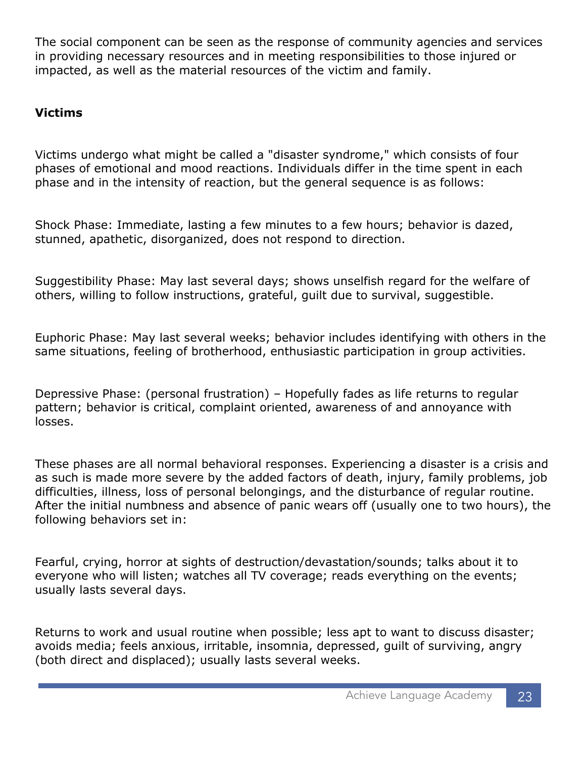The social component can be seen as the response of community agencies and services in providing necessary resources and in meeting responsibilities to those injured or impacted, as well as the material resources of the victim and family.

**Victims**

Victims undergo what might be called a "disaster syndrome," which consists of four phases of emotional and mood reactions. Individuals differ in the time spent in each phase and in the intensity of reaction, but the general sequence is as follows:

Shock Phase: Immediate, lasting a few minutes to a few hours; behavior is dazed, stunned, apathetic, disorganized, does not respond to direction.

Suggestibility Phase: May last several days; shows unselfish regard for the welfare of others, willing to follow instructions, grateful, guilt due to survival, suggestible.

Euphoric Phase: May last several weeks; behavior includes identifying with others in the same situations, feeling of brotherhood, enthusiastic participation in group activities.

Depressive Phase: (personal frustration) – Hopefully fades as life returns to regular pattern; behavior is critical, complaint oriented, awareness of and annoyance with losses.

These phases are all normal behavioral responses. Experiencing a disaster is a crisis and as such is made more severe by the added factors of death, injury, family problems, job difficulties, illness, loss of personal belongings, and the disturbance of regular routine. After the initial numbness and absence of panic wears off (usually one to two hours), the following behaviors set in:

Fearful, crying, horror at sights of destruction/devastation/sounds; talks about it to everyone who will listen; watches all TV coverage; reads everything on the events; usually lasts several days.

Returns to work and usual routine when possible; less apt to want to discuss disaster; avoids media; feels anxious, irritable, insomnia, depressed, guilt of surviving, angry (both direct and displaced); usually lasts several weeks.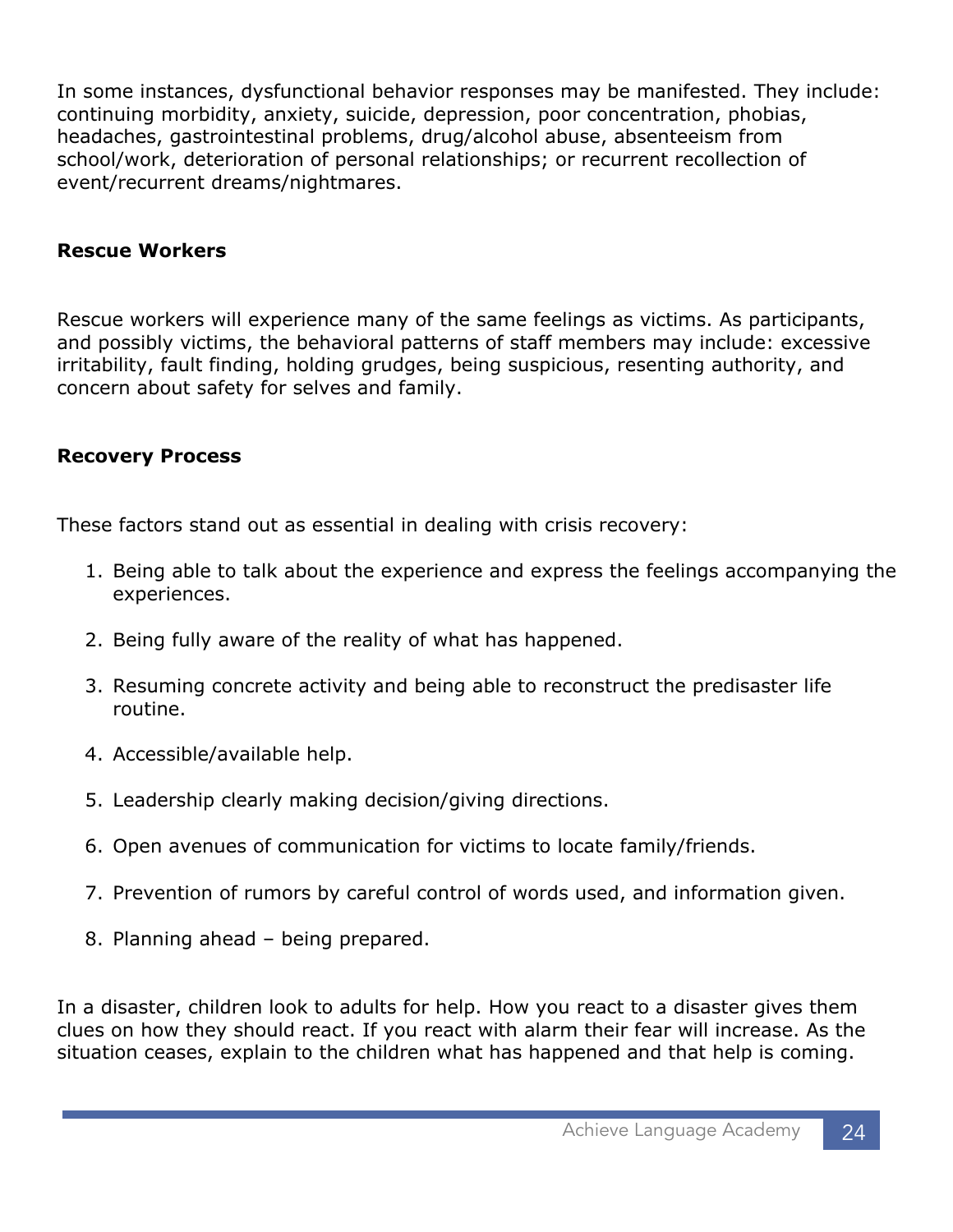In some instances, dysfunctional behavior responses may be manifested. They include: continuing morbidity, anxiety, suicide, depression, poor concentration, phobias, headaches, gastrointestinal problems, drug/alcohol abuse, absenteeism from school/work, deterioration of personal relationships; or recurrent recollection of event/recurrent dreams/nightmares.

**Rescue Workers**

Rescue workers will experience many of the same feelings as victims. As participants, and possibly victims, the behavioral patterns of staff members may include: excessive irritability, fault finding, holding grudges, being suspicious, resenting authority, and concern about safety for selves and family.

**Recovery Process**

These factors stand out as essential in dealing with crisis recovery:

1. Being able to talk about the experience and express the feelings accompanying the experiences.
2. Being fully aware of the reality of what has happened.
3. Resuming concrete activity and being able to reconstruct the predisaster life routine.
4. Accessible/available help.
5. Leadership clearly making decision/giving directions.
6. Open avenues of communication for victims to locate family/friends.
7. Prevention of rumors by careful control of words used, and information given.
8. Planning ahead – being prepared.

In a disaster, children look to adults for help. How you react to a disaster gives them clues on how they should react. If you react with alarm their fear will increase. As the situation ceases, explain to the children what has happened and that help is coming.